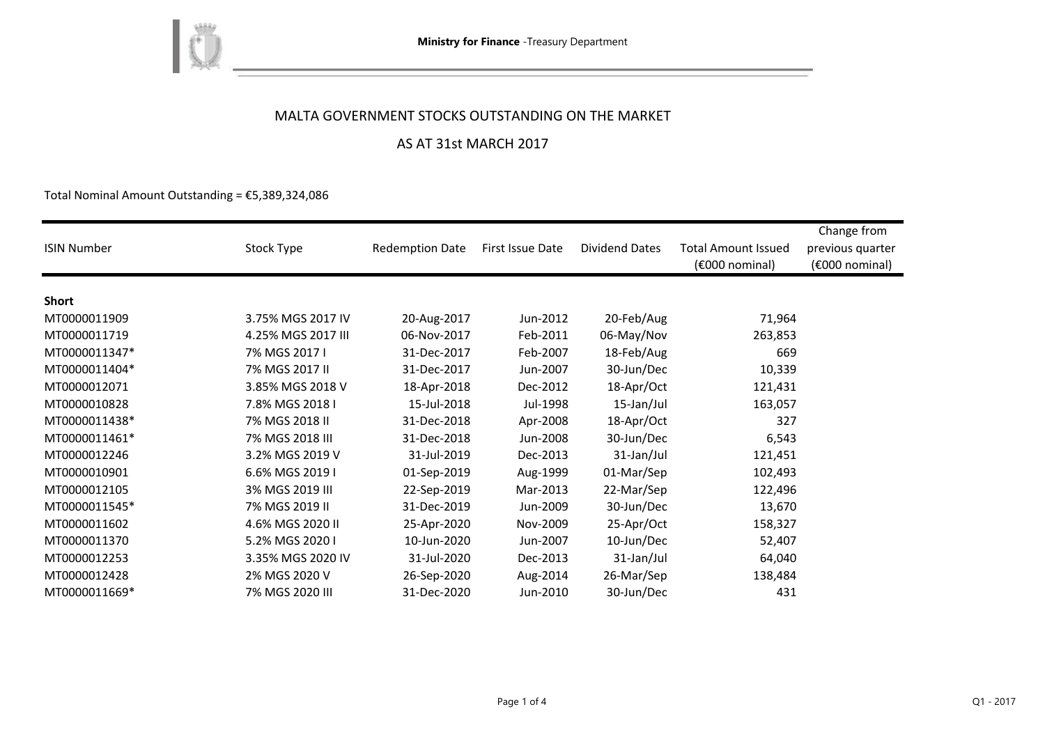Ministry for Finance -Treasury Department

# MALTA GOVERNMENT STOCKS OUTSTANDING ON THE MARKET

## AS AT 31st MARCH 2017

Total Nominal Amount Outstanding = €5,389,324,086

| ISIN Number | Stock Type | Redemption Date | First Issue Date | Dividend Dates | Total Amount Issued (€000 nominal) | Change from previous quarter (€000 nominal) |
|---|---|---|---|---|---|---|
| **Short** | | | | | | |
| MT0000011909 | 3.75% MGS 2017 IV | 20-Aug-2017 | Jun-2012 | 20-Feb/Aug | 71,964 | |
| MT0000011719 | 4.25% MGS 2017 III | 06-Nov-2017 | Feb-2011 | 06-May/Nov | 263,853 | |
| MT0000011347* | 7% MGS 2017 I | 31-Dec-2017 | Feb-2007 | 18-Feb/Aug | 669 | |
| MT0000011404* | 7% MGS 2017 II | 31-Dec-2017 | Jun-2007 | 30-Jun/Dec | 10,339 | |
| MT0000012071 | 3.85% MGS 2018 V | 18-Apr-2018 | Dec-2012 | 18-Apr/Oct | 121,431 | |
| MT0000010828 | 7.8% MGS 2018 I | 15-Jul-2018 | Jul-1998 | 15-Jan/Jul | 163,057 | |
| MT0000011438* | 7% MGS 2018 II | 31-Dec-2018 | Apr-2008 | 18-Apr/Oct | 327 | |
| MT0000011461* | 7% MGS 2018 III | 31-Dec-2018 | Jun-2008 | 30-Jun/Dec | 6,543 | |
| MT0000012246 | 3.2% MGS 2019 V | 31-Jul-2019 | Dec-2013 | 31-Jan/Jul | 121,451 | |
| MT0000010901 | 6.6% MGS 2019 I | 01-Sep-2019 | Aug-1999 | 01-Mar/Sep | 102,493 | |
| MT0000012105 | 3% MGS 2019 III | 22-Sep-2019 | Mar-2013 | 22-Mar/Sep | 122,496 | |
| MT0000011545* | 7% MGS 2019 II | 31-Dec-2019 | Jun-2009 | 30-Jun/Dec | 13,670 | |
| MT0000011602 | 4.6% MGS 2020 II | 25-Apr-2020 | Nov-2009 | 25-Apr/Oct | 158,327 | |
| MT0000011370 | 5.2% MGS 2020 I | 10-Jun-2020 | Jun-2007 | 10-Jun/Dec | 52,407 | |
| MT0000012253 | 3.35% MGS 2020 IV | 31-Jul-2020 | Dec-2013 | 31-Jan/Jul | 64,040 | |
| MT0000012428 | 2% MGS 2020 V | 26-Sep-2020 | Aug-2014 | 26-Mar/Sep | 138,484 | |
| MT0000011669* | 7% MGS 2020 III | 31-Dec-2020 | Jun-2010 | 30-Jun/Dec | 431 | |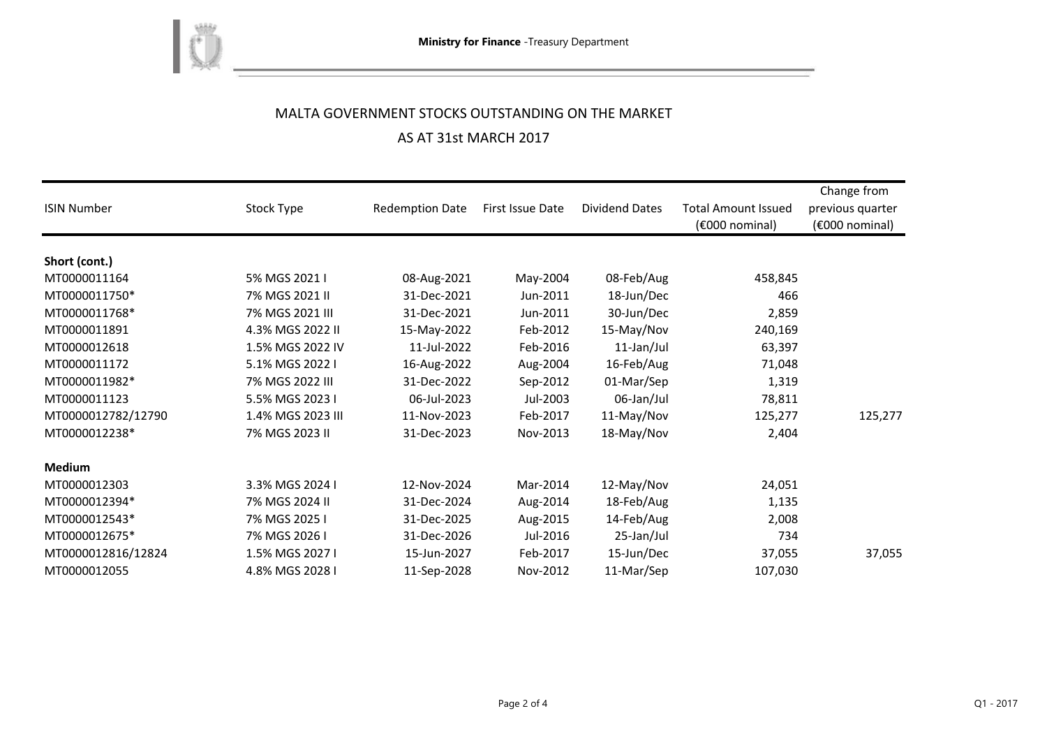Ministry for Finance -Treasury Department

# MALTA GOVERNMENT STOCKS OUTSTANDING ON THE MARKET

## AS AT 31st MARCH 2017

| ISIN Number | Stock Type | Redemption Date | First Issue Date | Dividend Dates | Total Amount Issued (€000 nominal) | Change from previous quarter (€000 nominal) |
|---|---|---|---|---|---|---|
| **Short (cont.)** | | | | | | |
| MT0000011164 | 5% MGS 2021 I | 08-Aug-2021 | May-2004 | 08-Feb/Aug | 458,845 | |
| MT0000011750* | 7% MGS 2021 II | 31-Dec-2021 | Jun-2011 | 18-Jun/Dec | 466 | |
| MT0000011768* | 7% MGS 2021 III | 31-Dec-2021 | Jun-2011 | 30-Jun/Dec | 2,859 | |
| MT0000011891 | 4.3% MGS 2022 II | 15-May-2022 | Feb-2012 | 15-May/Nov | 240,169 | |
| MT0000012618 | 1.5% MGS 2022 IV | 11-Jul-2022 | Feb-2016 | 11-Jan/Jul | 63,397 | |
| MT0000011172 | 5.1% MGS 2022 I | 16-Aug-2022 | Aug-2004 | 16-Feb/Aug | 71,048 | |
| MT0000011982* | 7% MGS 2022 III | 31-Dec-2022 | Sep-2012 | 01-Mar/Sep | 1,319 | |
| MT0000011123 | 5.5% MGS 2023 I | 06-Jul-2023 | Jul-2003 | 06-Jan/Jul | 78,811 | |
| MT0000012782/12790 | 1.4% MGS 2023 III | 11-Nov-2023 | Feb-2017 | 11-May/Nov | 125,277 | 125,277 |
| MT0000012238* | 7% MGS 2023 II | 31-Dec-2023 | Nov-2013 | 18-May/Nov | 2,404 | |
| **Medium** | | | | | | |
| MT0000012303 | 3.3% MGS 2024 I | 12-Nov-2024 | Mar-2014 | 12-May/Nov | 24,051 | |
| MT0000012394* | 7% MGS 2024 II | 31-Dec-2024 | Aug-2014 | 18-Feb/Aug | 1,135 | |
| MT0000012543* | 7% MGS 2025 I | 31-Dec-2025 | Aug-2015 | 14-Feb/Aug | 2,008 | |
| MT0000012675* | 7% MGS 2026 I | 31-Dec-2026 | Jul-2016 | 25-Jan/Jul | 734 | |
| MT0000012816/12824 | 1.5% MGS 2027 I | 15-Jun-2027 | Feb-2017 | 15-Jun/Dec | 37,055 | 37,055 |
| MT0000012055 | 4.8% MGS 2028 I | 11-Sep-2028 | Nov-2012 | 11-Mar/Sep | 107,030 | |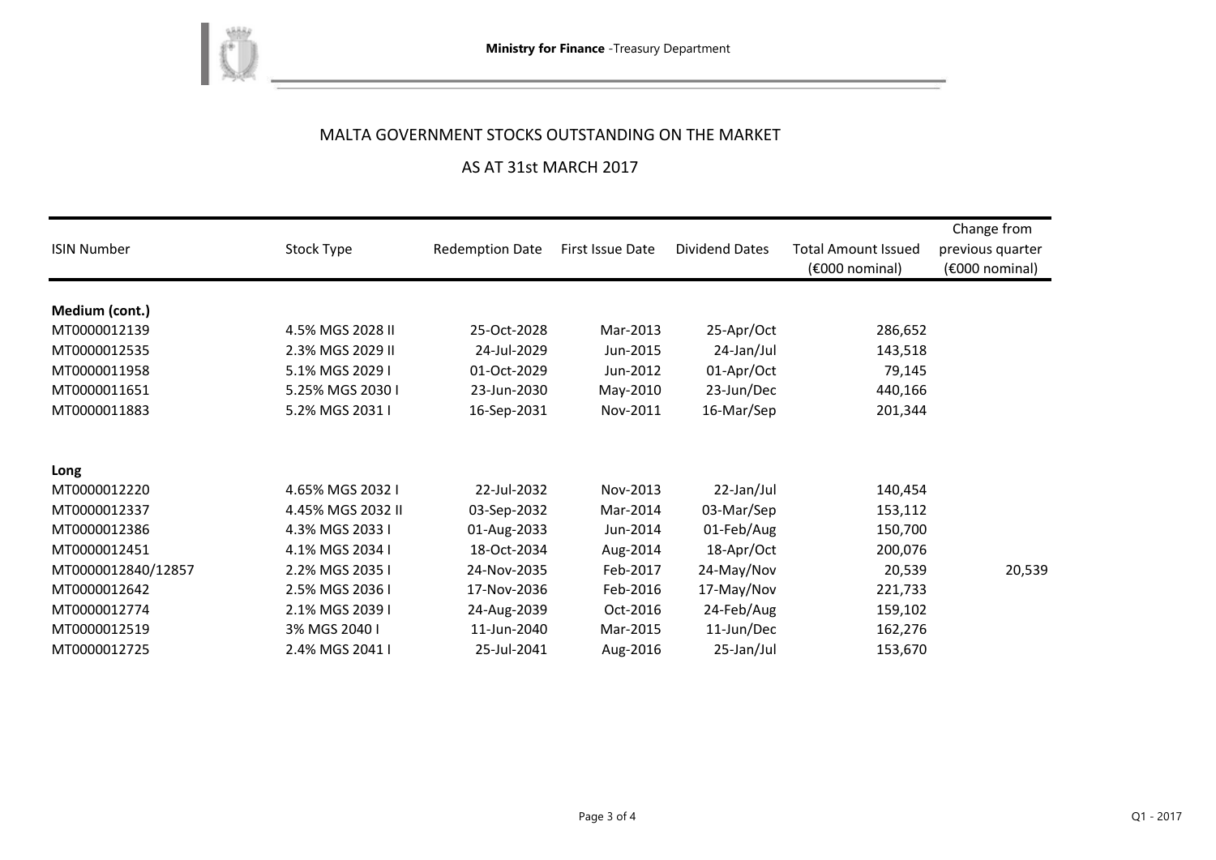## MALTA GOVERNMENT STOCKS OUTSTANDING ON THE MARKET

## AS AT 31st MARCH 2017

| ISIN Number | Stock Type | Redemption Date | First Issue Date | Dividend Dates | Total Amount Issued (€000 nominal) | Change from previous quarter (€000 nominal) |
|---|---|---|---|---|---|---|
| **Medium (cont.)** | | | | | | |
| MT0000012139 | 4.5% MGS 2028 II | 25-Oct-2028 | Mar-2013 | 25-Apr/Oct | 286,652 | |
| MT0000012535 | 2.3% MGS 2029 II | 24-Jul-2029 | Jun-2015 | 24-Jan/Jul | 143,518 | |
| MT0000011958 | 5.1% MGS 2029 I | 01-Oct-2029 | Jun-2012 | 01-Apr/Oct | 79,145 | |
| MT0000011651 | 5.25% MGS 2030 I | 23-Jun-2030 | May-2010 | 23-Jun/Dec | 440,166 | |
| MT0000011883 | 5.2% MGS 2031 I | 16-Sep-2031 | Nov-2011 | 16-Mar/Sep | 201,344 | |
| **Long** | | | | | | |
| MT0000012220 | 4.65% MGS 2032 I | 22-Jul-2032 | Nov-2013 | 22-Jan/Jul | 140,454 | |
| MT0000012337 | 4.45% MGS 2032 II | 03-Sep-2032 | Mar-2014 | 03-Mar/Sep | 153,112 | |
| MT0000012386 | 4.3% MGS 2033 I | 01-Aug-2033 | Jun-2014 | 01-Feb/Aug | 150,700 | |
| MT0000012451 | 4.1% MGS 2034 I | 18-Oct-2034 | Aug-2014 | 18-Apr/Oct | 200,076 | |
| MT0000012840/12857 | 2.2% MGS 2035 I | 24-Nov-2035 | Feb-2017 | 24-May/Nov | 20,539 | 20,539 |
| MT0000012642 | 2.5% MGS 2036 I | 17-Nov-2036 | Feb-2016 | 17-May/Nov | 221,733 | |
| MT0000012774 | 2.1% MGS 2039 I | 24-Aug-2039 | Oct-2016 | 24-Feb/Aug | 159,102 | |
| MT0000012519 | 3% MGS 2040 I | 11-Jun-2040 | Mar-2015 | 11-Jun/Dec | 162,276 | |
| MT0000012725 | 2.4% MGS 2041 I | 25-Jul-2041 | Aug-2016 | 25-Jan/Jul | 153,670 | |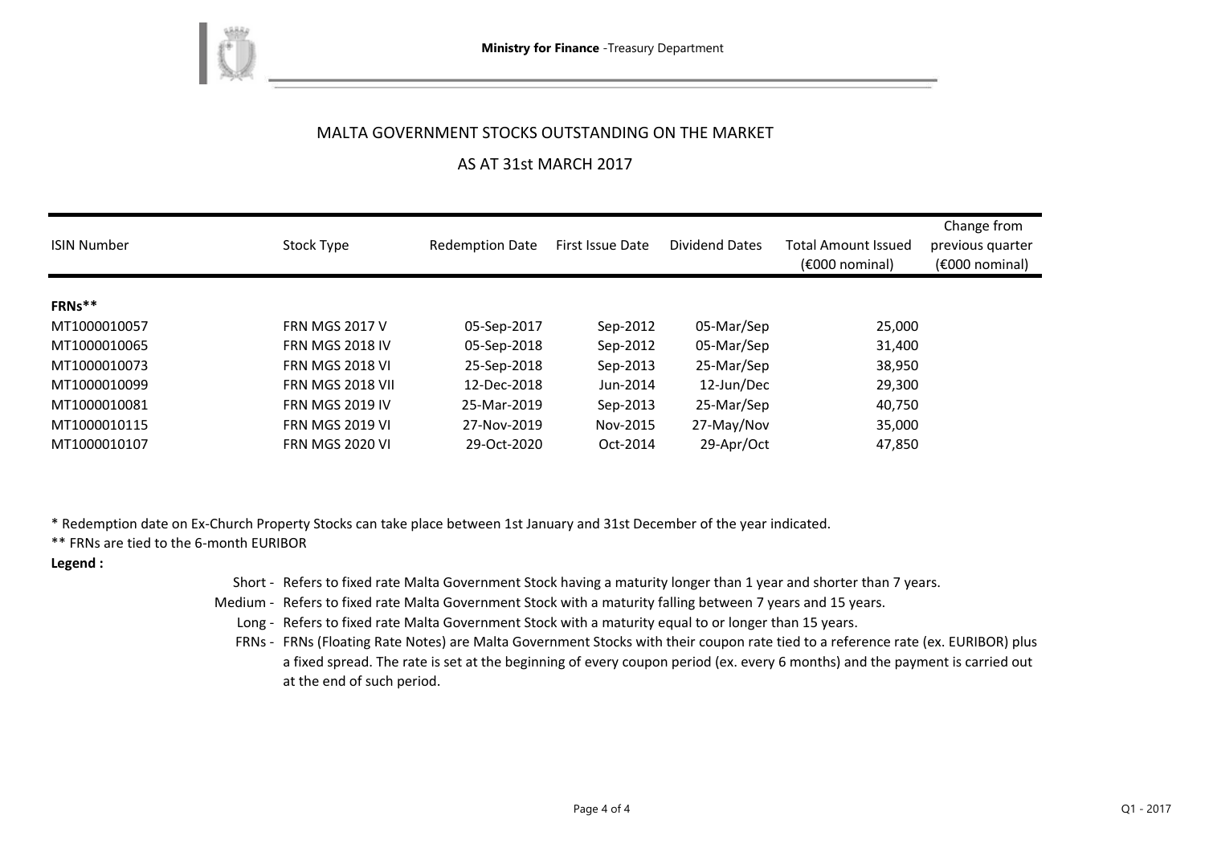## MALTA GOVERNMENT STOCKS OUTSTANDING ON THE MARKET

## AS AT 31st MARCH 2017

| ISIN Number | Stock Type | Redemption Date | First Issue Date | Dividend Dates | Total Amount Issued (€000 nominal) | Change from previous quarter (€000 nominal) |
|---|---|---|---|---|---|---|
| **FRNs**** | | | | | | |
| MT1000010057 | FRN MGS 2017 V | 05-Sep-2017 | Sep-2012 | 05-Mar/Sep | 25,000 | |
| MT1000010065 | FRN MGS 2018 IV | 05-Sep-2018 | Sep-2012 | 05-Mar/Sep | 31,400 | |
| MT1000010073 | FRN MGS 2018 VI | 25-Sep-2018 | Sep-2013 | 25-Mar/Sep | 38,950 | |
| MT1000010099 | FRN MGS 2018 VII | 12-Dec-2018 | Jun-2014 | 12-Jun/Dec | 29,300 | |
| MT1000010081 | FRN MGS 2019 IV | 25-Mar-2019 | Sep-2013 | 25-Mar/Sep | 40,750 | |
| MT1000010115 | FRN MGS 2019 VI | 27-Nov-2019 | Nov-2015 | 27-May/Nov | 35,000 | |
| MT1000010107 | FRN MGS 2020 VI | 29-Oct-2020 | Oct-2014 | 29-Apr/Oct | 47,850 | |

* Redemption date on Ex-Church Property Stocks can take place between 1st January and 31st December of the year indicated.

** FRNs are tied to the 6-month EURIBOR

**Legend :**

- Short - Refers to fixed rate Malta Government Stock having a maturity longer than 1 year and shorter than 7 years.
- Medium - Refers to fixed rate Malta Government Stock with a maturity falling between 7 years and 15 years.
- Long - Refers to fixed rate Malta Government Stock with a maturity equal to or longer than 15 years.
- FRNs - FRNs (Floating Rate Notes) are Malta Government Stocks with their coupon rate tied to a reference rate (ex. EURIBOR) plus a fixed spread. The rate is set at the beginning of every coupon period (ex. every 6 months) and the payment is carried out at the end of such period.